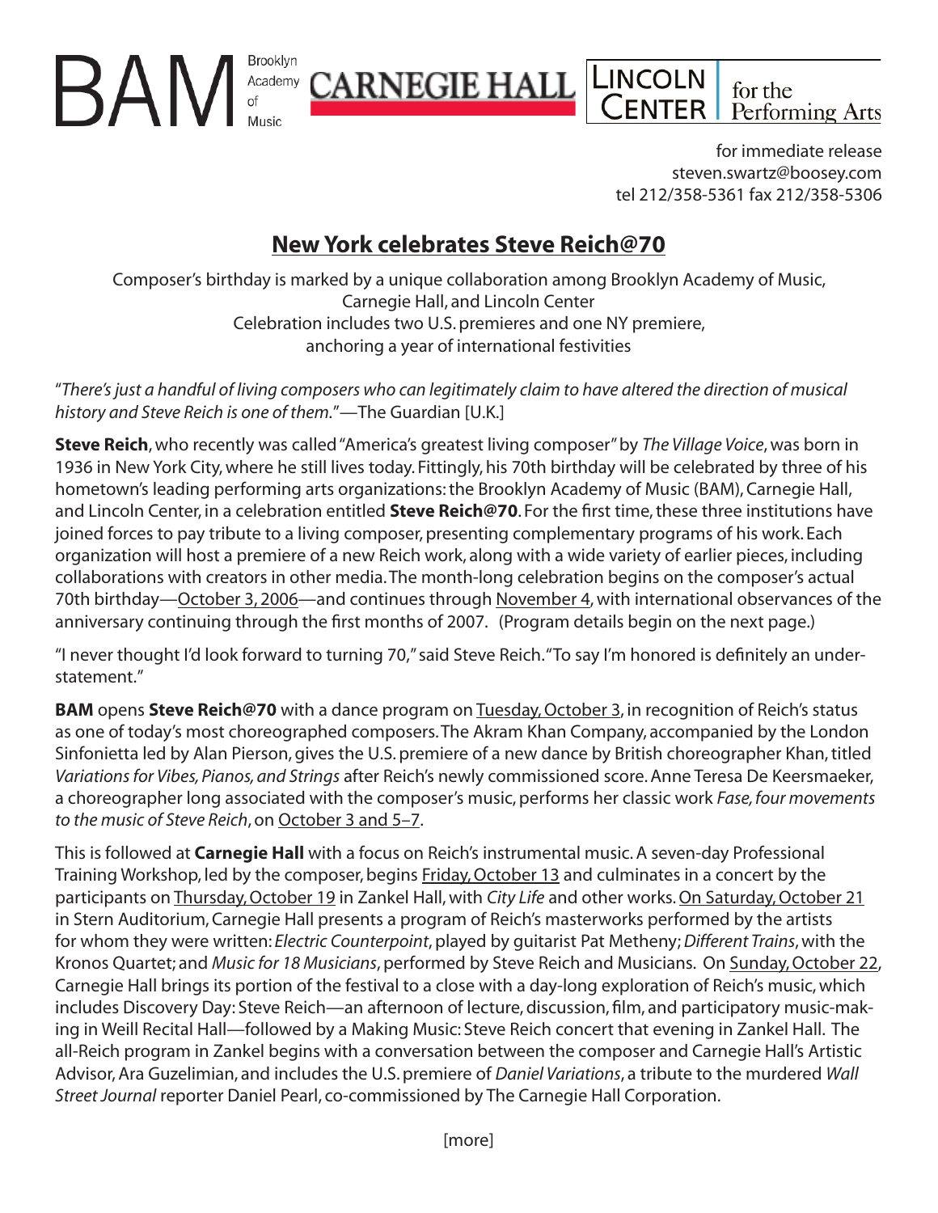BAM Brooklyn Academy of Music | CARNEGIE HALL | LINCOLN CENTER for the Performing Arts

for immediate release
steven.swartz@boosey.com
tel 212/358-5361 fax 212/358-5306

# New York celebrates Steve Reich@70

Composer's birthday is marked by a unique collaboration among Brooklyn Academy of Music, Carnegie Hall, and Lincoln Center
Celebration includes two U.S. premieres and one NY premiere, anchoring a year of international festivities

"*There's just a handful of living composers who can legitimately claim to have altered the direction of musical history and Steve Reich is one of them.*"—The Guardian [U.K.]

**Steve Reich**, who recently was called "America's greatest living composer" by *The Village Voice*, was born in 1936 in New York City, where he still lives today. Fittingly, his 70th birthday will be celebrated by three of his hometown's leading performing arts organizations: the Brooklyn Academy of Music (BAM), Carnegie Hall, and Lincoln Center, in a celebration entitled **Steve Reich@70**. For the first time, these three institutions have joined forces to pay tribute to a living composer, presenting complementary programs of his work. Each organization will host a premiere of a new Reich work, along with a wide variety of earlier pieces, including collaborations with creators in other media. The month-long celebration begins on the composer's actual 70th birthday—October 3, 2006—and continues through November 4, with international observances of the anniversary continuing through the first months of 2007. (Program details begin on the next page.)

"I never thought I'd look forward to turning 70," said Steve Reich. "To say I'm honored is definitely an understatement."

**BAM** opens **Steve Reich@70** with a dance program on Tuesday, October 3, in recognition of Reich's status as one of today's most choreographed composers. The Akram Khan Company, accompanied by the London Sinfonietta led by Alan Pierson, gives the U.S. premiere of a new dance by British choreographer Khan, titled *Variations for Vibes, Pianos, and Strings* after Reich's newly commissioned score. Anne Teresa De Keersmaeker, a choreographer long associated with the composer's music, performs her classic work *Fase, four movements to the music of Steve Reich*, on October 3 and 5–7.

This is followed at **Carnegie Hall** with a focus on Reich's instrumental music. A seven-day Professional Training Workshop, led by the composer, begins Friday, October 13 and culminates in a concert by the participants on Thursday, October 19 in Zankel Hall, with *City Life* and other works. On Saturday, October 21 in Stern Auditorium, Carnegie Hall presents a program of Reich's masterworks performed by the artists for whom they were written: *Electric Counterpoint*, played by guitarist Pat Metheny; *Different Trains*, with the Kronos Quartet; and *Music for 18 Musicians*, performed by Steve Reich and Musicians. On Sunday, October 22, Carnegie Hall brings its portion of the festival to a close with a day-long exploration of Reich's music, which includes Discovery Day: Steve Reich—an afternoon of lecture, discussion, film, and participatory music-making in Weill Recital Hall—followed by a Making Music: Steve Reich concert that evening in Zankel Hall. The all-Reich program in Zankel begins with a conversation between the composer and Carnegie Hall's Artistic Advisor, Ara Guzelimian, and includes the U.S. premiere of *Daniel Variations*, a tribute to the murdered *Wall Street Journal* reporter Daniel Pearl, co-commissioned by The Carnegie Hall Corporation.

[more]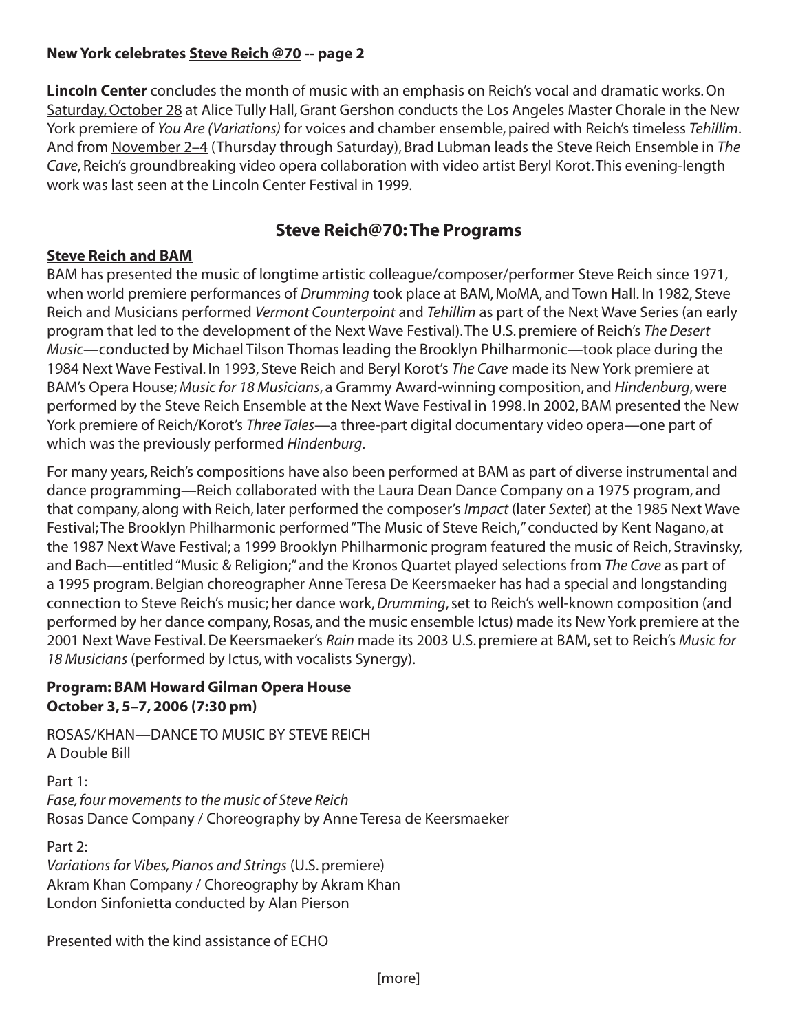**New York celebrates Steve Reich @70 -- page 2**

**Lincoln Center** concludes the month of music with an emphasis on Reich's vocal and dramatic works. On Saturday, October 28 at Alice Tully Hall, Grant Gershon conducts the Los Angeles Master Chorale in the New York premiere of *You Are (Variations)* for voices and chamber ensemble, paired with Reich's timeless *Tehillim*. And from November 2–4 (Thursday through Saturday), Brad Lubman leads the Steve Reich Ensemble in *The Cave*, Reich's groundbreaking video opera collaboration with video artist Beryl Korot. This evening-length work was last seen at the Lincoln Center Festival in 1999.

## Steve Reich@70: The Programs

**Steve Reich and BAM**

BAM has presented the music of longtime artistic colleague/composer/performer Steve Reich since 1971, when world premiere performances of *Drumming* took place at BAM, MoMA, and Town Hall. In 1982, Steve Reich and Musicians performed *Vermont Counterpoint* and *Tehillim* as part of the Next Wave Series (an early program that led to the development of the Next Wave Festival). The U.S. premiere of Reich's *The Desert Music*—conducted by Michael Tilson Thomas leading the Brooklyn Philharmonic—took place during the 1984 Next Wave Festival. In 1993, Steve Reich and Beryl Korot's *The Cave* made its New York premiere at BAM's Opera House; *Music for 18 Musicians*, a Grammy Award-winning composition, and *Hindenburg*, were performed by the Steve Reich Ensemble at the Next Wave Festival in 1998. In 2002, BAM presented the New York premiere of Reich/Korot's *Three Tales*—a three-part digital documentary video opera—one part of which was the previously performed *Hindenburg*.

For many years, Reich's compositions have also been performed at BAM as part of diverse instrumental and dance programming—Reich collaborated with the Laura Dean Dance Company on a 1975 program, and that company, along with Reich, later performed the composer's *Impact* (later *Sextet*) at the 1985 Next Wave Festival; The Brooklyn Philharmonic performed "The Music of Steve Reich," conducted by Kent Nagano, at the 1987 Next Wave Festival; a 1999 Brooklyn Philharmonic program featured the music of Reich, Stravinsky, and Bach—entitled "Music & Religion;" and the Kronos Quartet played selections from *The Cave* as part of a 1995 program. Belgian choreographer Anne Teresa De Keersmaeker has had a special and longstanding connection to Steve Reich's music; her dance work, *Drumming*, set to Reich's well-known composition (and performed by her dance company, Rosas, and the music ensemble Ictus) made its New York premiere at the 2001 Next Wave Festival. De Keersmaeker's *Rain* made its 2003 U.S. premiere at BAM, set to Reich's *Music for 18 Musicians* (performed by Ictus, with vocalists Synergy).

**Program: BAM Howard Gilman Opera House**
**October 3, 5–7, 2006 (7:30 pm)**

ROSAS/KHAN—DANCE TO MUSIC BY STEVE REICH
A Double Bill

Part 1:
*Fase, four movements to the music of Steve Reich*
Rosas Dance Company / Choreography by Anne Teresa de Keersmaeker

Part 2:
*Variations for Vibes, Pianos and Strings* (U.S. premiere)
Akram Khan Company / Choreography by Akram Khan
London Sinfonietta conducted by Alan Pierson

Presented with the kind assistance of ECHO

[more]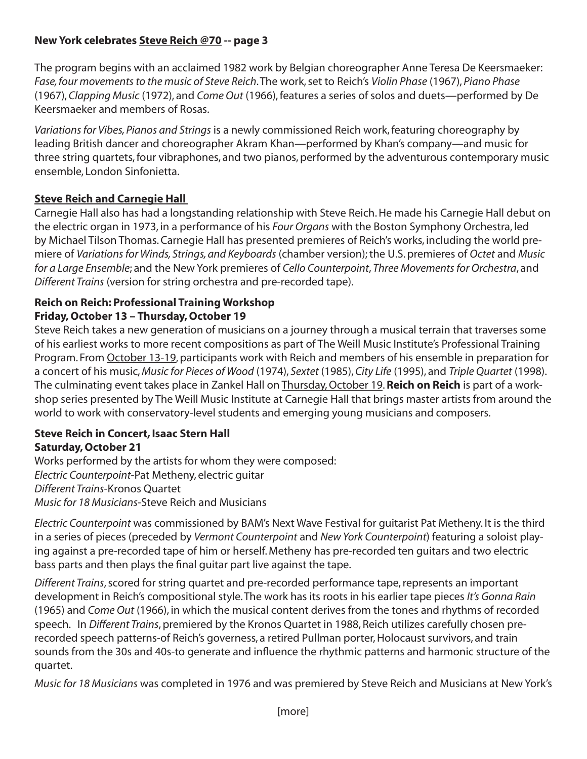**New York celebrates Steve Reich @70 -- page 3**

The program begins with an acclaimed 1982 work by Belgian choreographer Anne Teresa De Keersmaeker: *Fase, four movements to the music of Steve Reich*. The work, set to Reich's *Violin Phase* (1967), *Piano Phase* (1967), *Clapping Music* (1972), and *Come Out* (1966), features a series of solos and duets—performed by De Keersmaeker and members of Rosas.

*Variations for Vibes, Pianos and Strings* is a newly commissioned Reich work, featuring choreography by leading British dancer and choreographer Akram Khan—performed by Khan's company—and music for three string quartets, four vibraphones, and two pianos, performed by the adventurous contemporary music ensemble, London Sinfonietta.

**Steve Reich and Carnegie Hall**

Carnegie Hall also has had a longstanding relationship with Steve Reich. He made his Carnegie Hall debut on the electric organ in 1973, in a performance of his *Four Organs* with the Boston Symphony Orchestra, led by Michael Tilson Thomas. Carnegie Hall has presented premieres of Reich's works, including the world premiere of *Variations for Winds, Strings, and Keyboards* (chamber version); the U.S. premieres of *Octet* and *Music for a Large Ensemble*; and the New York premieres of *Cello Counterpoint*, *Three Movements for Orchestra*, and *Different Trains* (version for string orchestra and pre-recorded tape).

**Reich on Reich: Professional Training Workshop**
**Friday, October 13 – Thursday, October 19**

Steve Reich takes a new generation of musicians on a journey through a musical terrain that traverses some of his earliest works to more recent compositions as part of The Weill Music Institute's Professional Training Program. From October 13-19, participants work with Reich and members of his ensemble in preparation for a concert of his music, *Music for Pieces of Wood* (1974), *Sextet* (1985), *City Life* (1995), and *Triple Quartet* (1998). The culminating event takes place in Zankel Hall on Thursday, October 19. **Reich on Reich** is part of a workshop series presented by The Weill Music Institute at Carnegie Hall that brings master artists from around the world to work with conservatory-level students and emerging young musicians and composers.

**Steve Reich in Concert, Isaac Stern Hall**
**Saturday, October 21**

Works performed by the artists for whom they were composed:
*Electric Counterpoint*-Pat Metheny, electric guitar
*Different Trains*-Kronos Quartet
*Music for 18 Musicians*-Steve Reich and Musicians

*Electric Counterpoint* was commissioned by BAM's Next Wave Festival for guitarist Pat Metheny. It is the third in a series of pieces (preceded by *Vermont Counterpoint* and *New York Counterpoint*) featuring a soloist playing against a pre-recorded tape of him or herself. Metheny has pre-recorded ten guitars and two electric bass parts and then plays the final guitar part live against the tape.

*Different Trains*, scored for string quartet and pre-recorded performance tape, represents an important development in Reich's compositional style. The work has its roots in his earlier tape pieces *It's Gonna Rain* (1965) and *Come Out* (1966), in which the musical content derives from the tones and rhythms of recorded speech. In *Different Trains*, premiered by the Kronos Quartet in 1988, Reich utilizes carefully chosen pre-recorded speech patterns-of Reich's governess, a retired Pullman porter, Holocaust survivors, and train sounds from the 30s and 40s-to generate and influence the rhythmic patterns and harmonic structure of the quartet.

*Music for 18 Musicians* was completed in 1976 and was premiered by Steve Reich and Musicians at New York's

[more]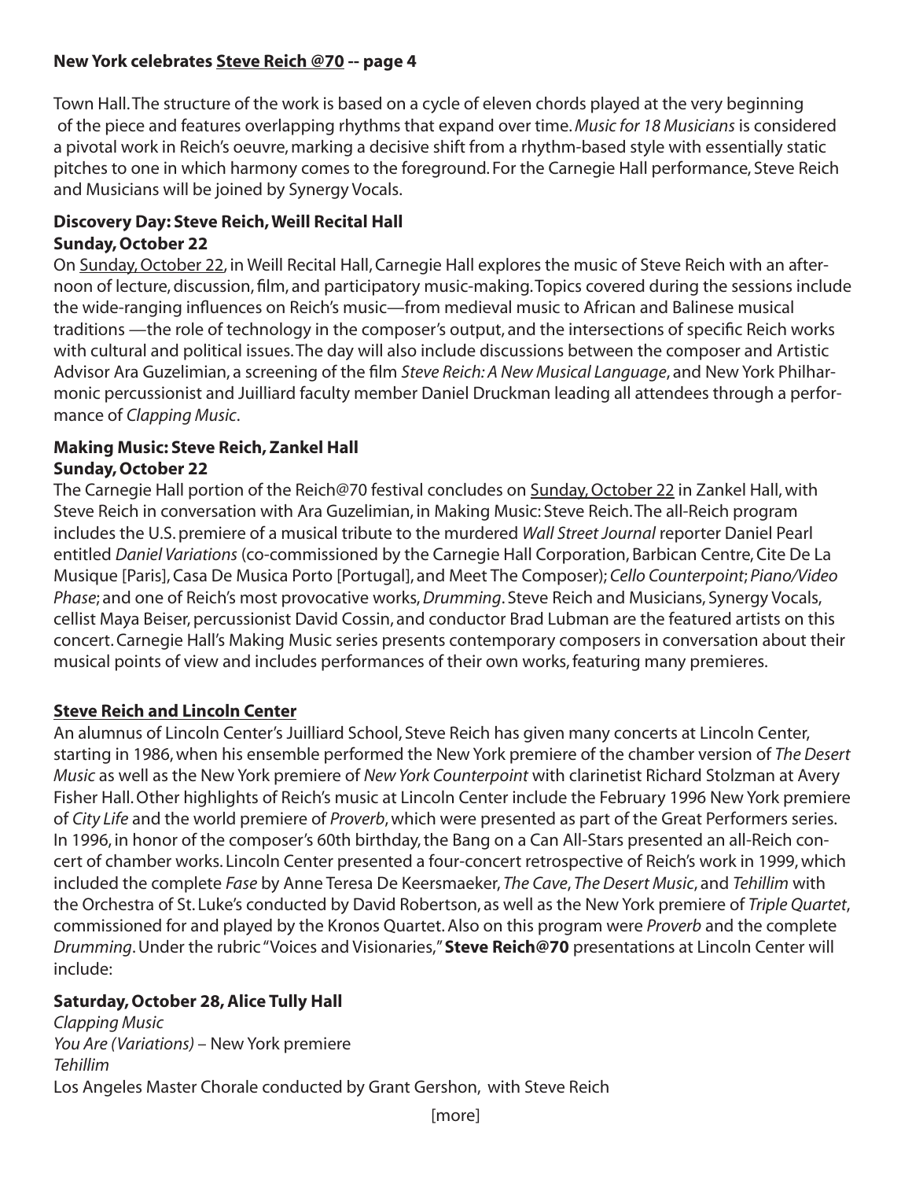Town Hall. The structure of the work is based on a cycle of eleven chords played at the very beginning of the piece and features overlapping rhythms that expand over time. *Music for 18 Musicians* is considered a pivotal work in Reich's oeuvre, marking a decisive shift from a rhythm-based style with essentially static pitches to one in which harmony comes to the foreground. For the Carnegie Hall performance, Steve Reich and Musicians will be joined by Synergy Vocals.

**Discovery Day: Steve Reich, Weill Recital Hall**
**Sunday, October 22**

On Sunday, October 22, in Weill Recital Hall, Carnegie Hall explores the music of Steve Reich with an afternoon of lecture, discussion, film, and participatory music-making. Topics covered during the sessions include the wide-ranging influences on Reich's music—from medieval music to African and Balinese musical traditions —the role of technology in the composer's output, and the intersections of specific Reich works with cultural and political issues. The day will also include discussions between the composer and Artistic Advisor Ara Guzelimian, a screening of the film *Steve Reich: A New Musical Language*, and New York Philharmonic percussionist and Juilliard faculty member Daniel Druckman leading all attendees through a performance of *Clapping Music*.

**Making Music: Steve Reich, Zankel Hall**
**Sunday, October 22**

The Carnegie Hall portion of the Reich@70 festival concludes on Sunday, October 22 in Zankel Hall, with Steve Reich in conversation with Ara Guzelimian, in Making Music: Steve Reich. The all-Reich program includes the U.S. premiere of a musical tribute to the murdered *Wall Street Journal* reporter Daniel Pearl entitled *Daniel Variations* (co-commissioned by the Carnegie Hall Corporation, Barbican Centre, Cite De La Musique [Paris], Casa De Musica Porto [Portugal], and Meet The Composer); *Cello Counterpoint*; *Piano/Video Phase*; and one of Reich's most provocative works, *Drumming*. Steve Reich and Musicians, Synergy Vocals, cellist Maya Beiser, percussionist David Cossin, and conductor Brad Lubman are the featured artists on this concert. Carnegie Hall's Making Music series presents contemporary composers in conversation about their musical points of view and includes performances of their own works, featuring many premieres.

## Steve Reich and Lincoln Center

An alumnus of Lincoln Center's Juilliard School, Steve Reich has given many concerts at Lincoln Center, starting in 1986, when his ensemble performed the New York premiere of the chamber version of *The Desert Music* as well as the New York premiere of *New York Counterpoint* with clarinetist Richard Stolzman at Avery Fisher Hall. Other highlights of Reich's music at Lincoln Center include the February 1996 New York premiere of *City Life* and the world premiere of *Proverb*, which were presented as part of the Great Performers series. In 1996, in honor of the composer's 60th birthday, the Bang on a Can All-Stars presented an all-Reich concert of chamber works. Lincoln Center presented a four-concert retrospective of Reich's work in 1999, which included the complete *Fase* by Anne Teresa De Keersmaeker, *The Cave*, *The Desert Music*, and *Tehillim* with the Orchestra of St. Luke's conducted by David Robertson, as well as the New York premiere of *Triple Quartet*, commissioned for and played by the Kronos Quartet. Also on this program were *Proverb* and the complete *Drumming*. Under the rubric "Voices and Visionaries," **Steve Reich@70** presentations at Lincoln Center will include:

**Saturday, October 28, Alice Tully Hall**

*Clapping Music*
*You Are (Variations)* – New York premiere
*Tehillim*
Los Angeles Master Chorale conducted by Grant Gershon, with Steve Reich

[more]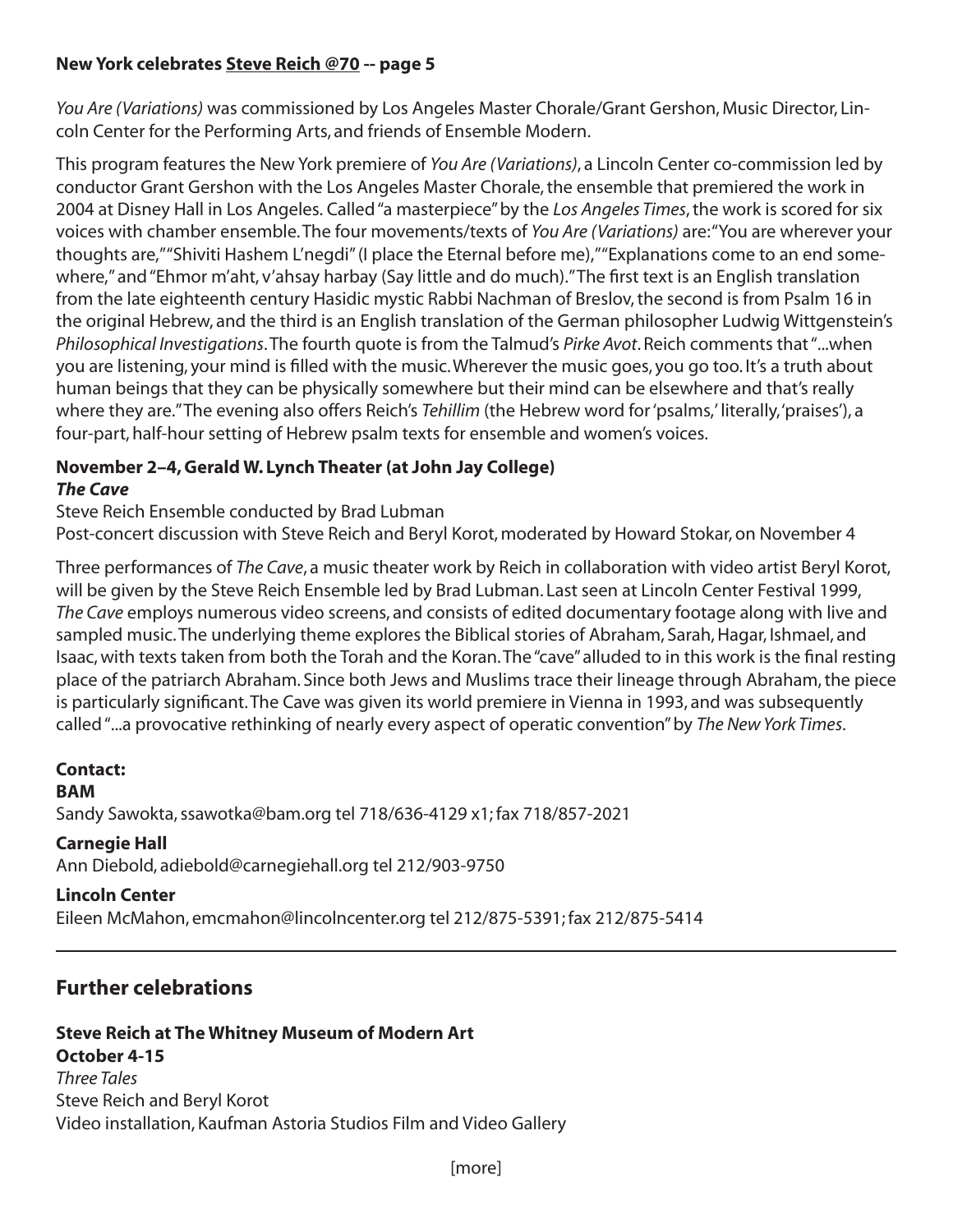**New York celebrates Steve Reich @70 -- page 5**

*You Are (Variations)* was commissioned by Los Angeles Master Chorale/Grant Gershon, Music Director, Lincoln Center for the Performing Arts, and friends of Ensemble Modern.

This program features the New York premiere of *You Are (Variations)*, a Lincoln Center co-commission led by conductor Grant Gershon with the Los Angeles Master Chorale, the ensemble that premiered the work in 2004 at Disney Hall in Los Angeles. Called "a masterpiece" by the *Los Angeles Times*, the work is scored for six voices with chamber ensemble. The four movements/texts of *You Are (Variations)* are: "You are wherever your thoughts are," "Shiviti Hashem L'negdi" (I place the Eternal before me)," "Explanations come to an end somewhere," and "Ehmor m'aht, v'ahsay harbay (Say little and do much)." The first text is an English translation from the late eighteenth century Hasidic mystic Rabbi Nachman of Breslov, the second is from Psalm 16 in the original Hebrew, and the third is an English translation of the German philosopher Ludwig Wittgenstein's *Philosophical Investigations*. The fourth quote is from the Talmud's *Pirke Avot*. Reich comments that "...when you are listening, your mind is filled with the music. Wherever the music goes, you go too. It's a truth about human beings that they can be physically somewhere but their mind can be elsewhere and that's really where they are." The evening also offers Reich's *Tehillim* (the Hebrew word for 'psalms,' literally, 'praises'), a four-part, half-hour setting of Hebrew psalm texts for ensemble and women's voices.

**November 2–4, Gerald W. Lynch Theater (at John Jay College)**
***The Cave***
Steve Reich Ensemble conducted by Brad Lubman
Post-concert discussion with Steve Reich and Beryl Korot, moderated by Howard Stokar, on November 4

Three performances of *The Cave*, a music theater work by Reich in collaboration with video artist Beryl Korot, will be given by the Steve Reich Ensemble led by Brad Lubman. Last seen at Lincoln Center Festival 1999, *The Cave* employs numerous video screens, and consists of edited documentary footage along with live and sampled music. The underlying theme explores the Biblical stories of Abraham, Sarah, Hagar, Ishmael, and Isaac, with texts taken from both the Torah and the Koran. The "cave" alluded to in this work is the final resting place of the patriarch Abraham. Since both Jews and Muslims trace their lineage through Abraham, the piece is particularly significant. The Cave was given its world premiere in Vienna in 1993, and was subsequently called "...a provocative rethinking of nearly every aspect of operatic convention" by *The New York Times*.

**Contact:**

**BAM**
Sandy Sawokta, ssawotka@bam.org tel 718/636-4129 x1; fax 718/857-2021

**Carnegie Hall**
Ann Diebold, adiebold@carnegiehall.org tel 212/903-9750

**Lincoln Center**
Eileen McMahon, emcmahon@lincolncenter.org tel 212/875-5391; fax 212/875-5414

---

## Further celebrations

**Steve Reich at The Whitney Museum of Modern Art**
**October 4-15**
*Three Tales*
Steve Reich and Beryl Korot
Video installation, Kaufman Astoria Studios Film and Video Gallery

[more]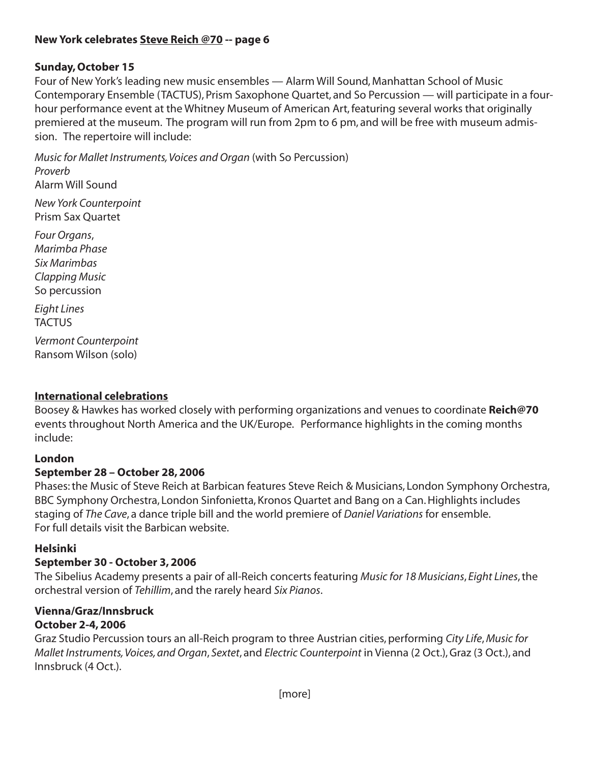**New York celebrates Steve Reich @70 -- page 6**

**Sunday, October 15**

Four of New York's leading new music ensembles — Alarm Will Sound, Manhattan School of Music Contemporary Ensemble (TACTUS), Prism Saxophone Quartet, and So Percussion — will participate in a four-hour performance event at the Whitney Museum of American Art, featuring several works that originally premiered at the museum. The program will run from 2pm to 6 pm, and will be free with museum admission. The repertoire will include:

*Music for Mallet Instruments, Voices and Organ* (with So Percussion)
*Proverb*
Alarm Will Sound

*New York Counterpoint*
Prism Sax Quartet

*Four Organs*,
*Marimba Phase*
*Six Marimbas*
*Clapping Music*
So percussion

*Eight Lines*
TACTUS

*Vermont Counterpoint*
Ransom Wilson (solo)

**International celebrations**

Boosey & Hawkes has worked closely with performing organizations and venues to coordinate **Reich@70** events throughout North America and the UK/Europe. Performance highlights in the coming months include:

**London**
**September 28 – October 28, 2006**

Phases: the Music of Steve Reich at Barbican features Steve Reich & Musicians, London Symphony Orchestra, BBC Symphony Orchestra, London Sinfonietta, Kronos Quartet and Bang on a Can. Highlights includes staging of *The Cave*, a dance triple bill and the world premiere of *Daniel Variations* for ensemble.
For full details visit the Barbican website.

**Helsinki**
**September 30 - October 3, 2006**

The Sibelius Academy presents a pair of all-Reich concerts featuring *Music for 18 Musicians*, *Eight Lines*, the orchestral version of *Tehillim*, and the rarely heard *Six Pianos*.

**Vienna/Graz/Innsbruck**
**October 2-4, 2006**

Graz Studio Percussion tours an all-Reich program to three Austrian cities, performing *City Life*, *Music for Mallet Instruments, Voices, and Organ*, *Sextet*, and *Electric Counterpoint* in Vienna (2 Oct.), Graz (3 Oct.), and Innsbruck (4 Oct.).

[more]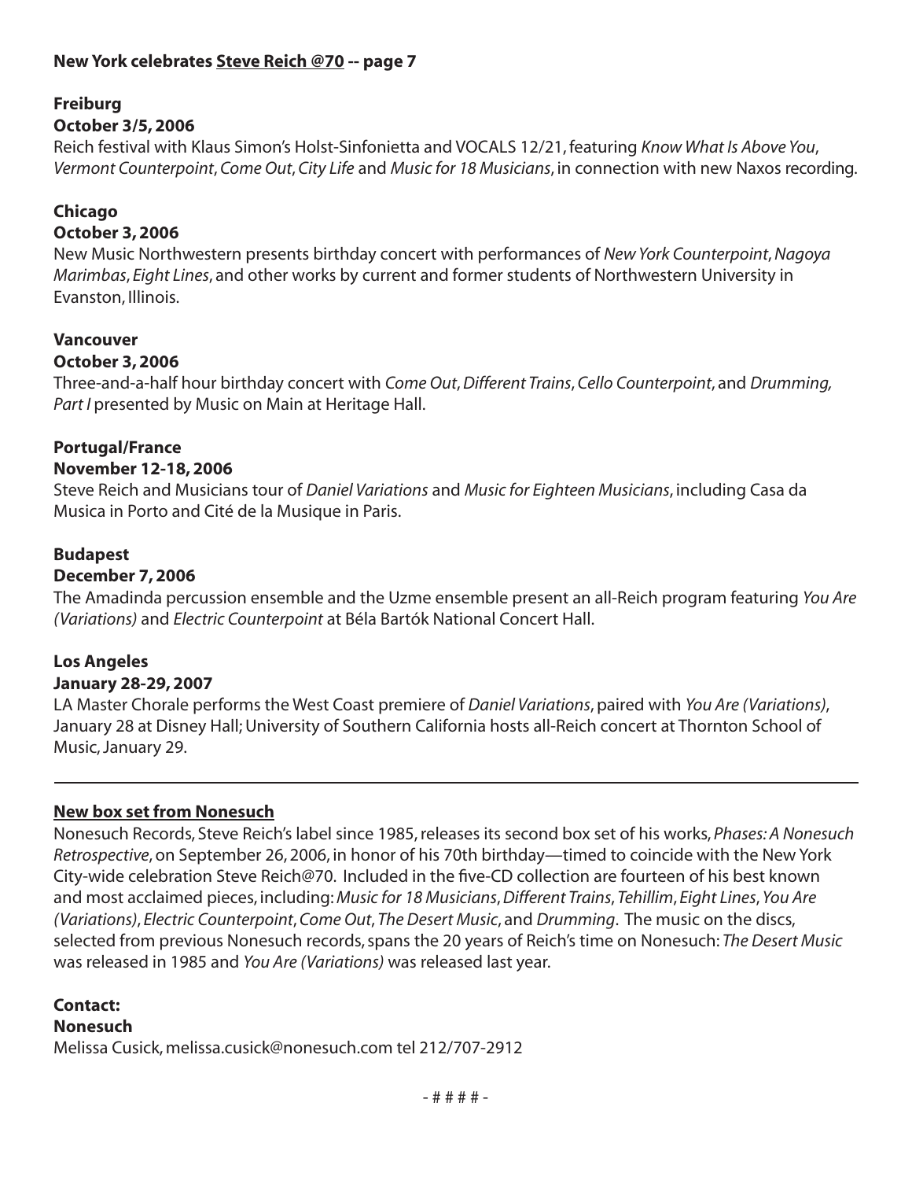**Freiburg**
**October 3/5, 2006**
Reich festival with Klaus Simon's Holst-Sinfonietta and VOCALS 12/21, featuring *Know What Is Above You*, *Vermont Counterpoint*, *Come Out*, *City Life* and *Music for 18 Musicians*, in connection with new Naxos recording.

**Chicago**
**October 3, 2006**
New Music Northwestern presents birthday concert with performances of *New York Counterpoint*, *Nagoya Marimbas*, *Eight Lines*, and other works by current and former students of Northwestern University in Evanston, Illinois.

**Vancouver**
**October 3, 2006**
Three-and-a-half hour birthday concert with *Come Out*, *Different Trains*, *Cello Counterpoint*, and *Drumming, Part I* presented by Music on Main at Heritage Hall.

**Portugal/France**
**November 12-18, 2006**
Steve Reich and Musicians tour of *Daniel Variations* and *Music for Eighteen Musicians*, including Casa da Musica in Porto and Cité de la Musique in Paris.

**Budapest**
**December 7, 2006**
The Amadinda percussion ensemble and the Uzme ensemble present an all-Reich program featuring *You Are (Variations)* and *Electric Counterpoint* at Béla Bartók National Concert Hall.

**Los Angeles**
**January 28-29, 2007**
LA Master Chorale performs the West Coast premiere of *Daniel Variations*, paired with *You Are (Variations)*, January 28 at Disney Hall; University of Southern California hosts all-Reich concert at Thornton School of Music, January 29.

---

**New box set from Nonesuch**

Nonesuch Records, Steve Reich's label since 1985, releases its second box set of his works, *Phases: A Nonesuch Retrospective*, on September 26, 2006, in honor of his 70th birthday—timed to coincide with the New York City-wide celebration Steve Reich@70. Included in the five-CD collection are fourteen of his best known and most acclaimed pieces, including: *Music for 18 Musicians*, *Different Trains*, *Tehillim*, *Eight Lines*, *You Are (Variations)*, *Electric Counterpoint*, *Come Out*, *The Desert Music*, and *Drumming*. The music on the discs, selected from previous Nonesuch records, spans the 20 years of Reich's time on Nonesuch: *The Desert Music* was released in 1985 and *You Are (Variations)* was released last year.

**Contact:**
**Nonesuch**
Melissa Cusick, melissa.cusick@nonesuch.com tel 212/707-2912

- # # # # -